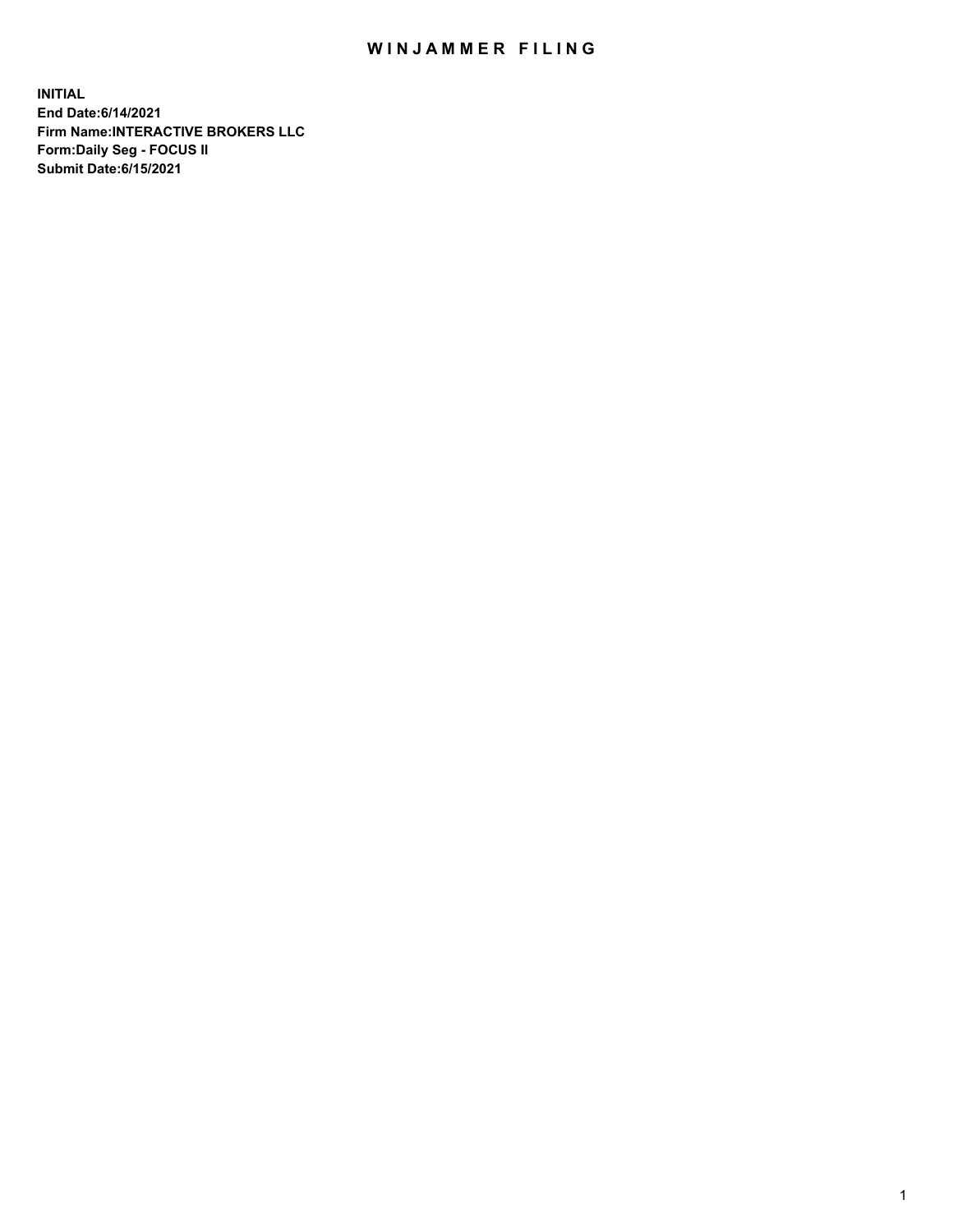# WINJAMMER FILING

**INITIAL**
**End Date:6/14/2021**
**Firm Name:INTERACTIVE BROKERS LLC**
**Form:Daily Seg - FOCUS II**
**Submit Date:6/15/2021**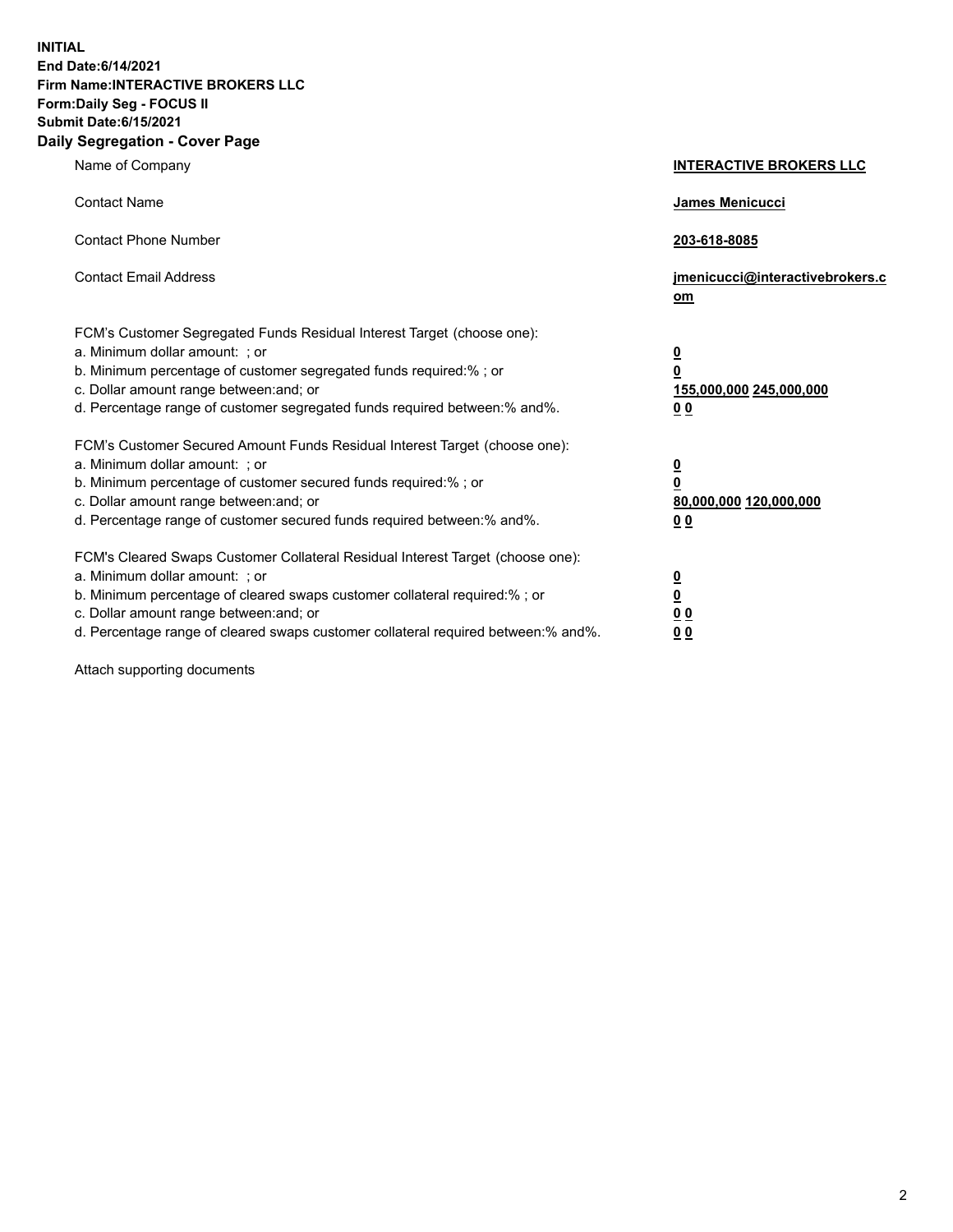**INITIAL**
**End Date:6/14/2021**
**Firm Name:INTERACTIVE BROKERS LLC**
**Form:Daily Seg - FOCUS II**
**Submit Date:6/15/2021**

## Daily Segregation - Cover Page

| | |
|---|---|
| Name of Company | **INTERACTIVE BROKERS LLC** |
| Contact Name | **James Menicucci** |
| Contact Phone Number | **203-618-8085** |
| Contact Email Address | **jmenicucci@interactivebrokers.com** |
| FCM's Customer Segregated Funds Residual Interest Target (choose one): | |
| a. Minimum dollar amount: ; or | **0** |
| b. Minimum percentage of customer segregated funds required:% ; or | **0** |
| c. Dollar amount range between:and; or | **155,000,000 245,000,000** |
| d. Percentage range of customer segregated funds required between:% and%. | **0 0** |
| FCM's Customer Secured Amount Funds Residual Interest Target (choose one): | |
| a. Minimum dollar amount: ; or | **0** |
| b. Minimum percentage of customer secured funds required:% ; or | **0** |
| c. Dollar amount range between:and; or | **80,000,000 120,000,000** |
| d. Percentage range of customer secured funds required between:% and%. | **0 0** |
| FCM's Cleared Swaps Customer Collateral Residual Interest Target (choose one): | |
| a. Minimum dollar amount: ; or | **0** |
| b. Minimum percentage of cleared swaps customer collateral required:% ; or | **0** |
| c. Dollar amount range between:and; or | **0 0** |
| d. Percentage range of cleared swaps customer collateral required between:% and%. | **0 0** |

Attach supporting documents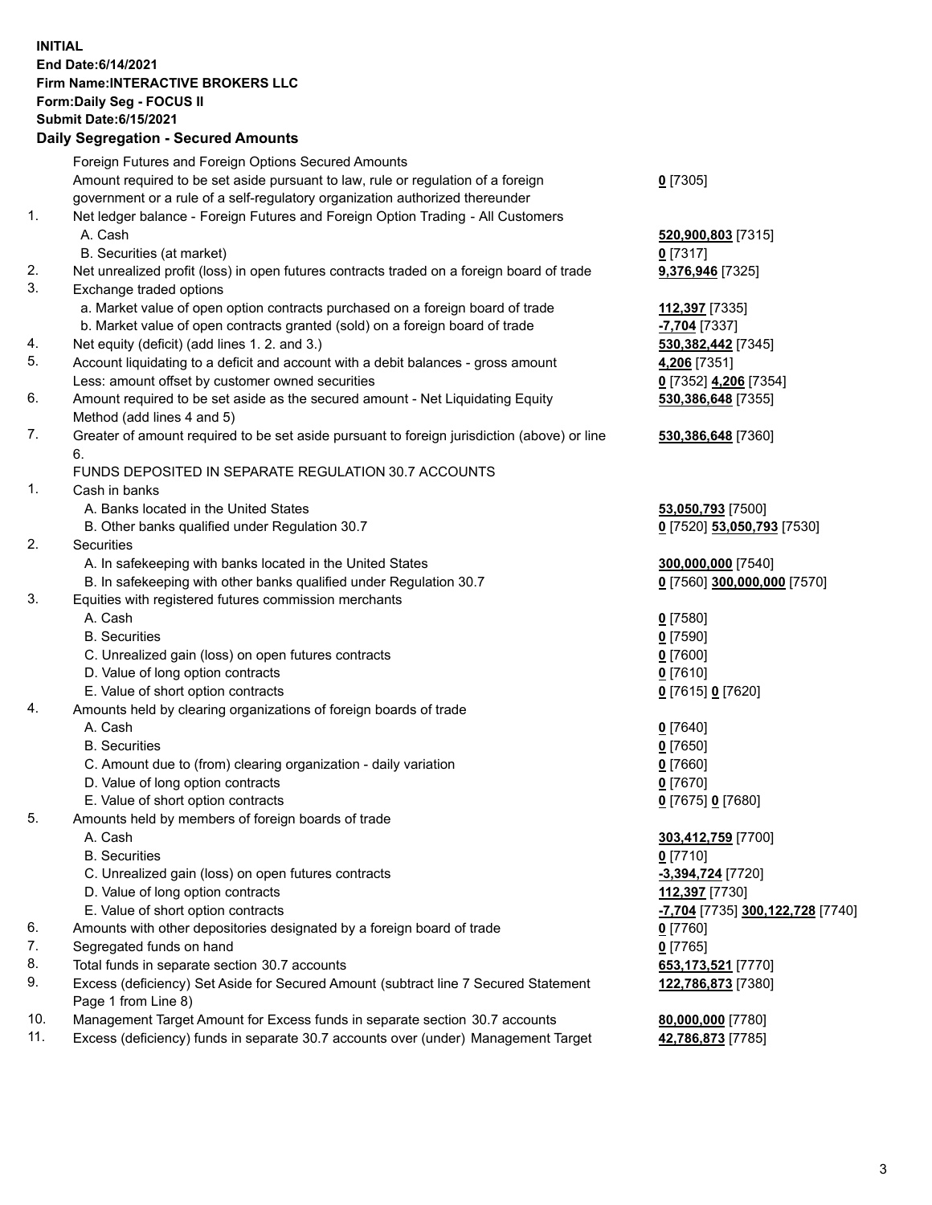**INITIAL**
**End Date:6/14/2021**
**Firm Name:INTERACTIVE BROKERS LLC**
**Form:Daily Seg - FOCUS II**
**Submit Date:6/15/2021**

**Daily Segregation - Secured Amounts**

| | | |
|---|---|---|
| | Foreign Futures and Foreign Options Secured Amounts | |
| | Amount required to be set aside pursuant to law, rule or regulation of a foreign government or a rule of a self-regulatory organization authorized thereunder | **0** [7305] |
| 1. | Net ledger balance - Foreign Futures and Foreign Option Trading - All Customers | |
| | A. Cash | **520,900,803** [7315] |
| | B. Securities (at market) | **0** [7317] |
| 2. | Net unrealized profit (loss) in open futures contracts traded on a foreign board of trade | **9,376,946** [7325] |
| 3. | Exchange traded options | |
| | a. Market value of open option contracts purchased on a foreign board of trade | **112,397** [7335] |
| | b. Market value of open contracts granted (sold) on a foreign board of trade | **-7,704** [7337] |
| 4. | Net equity (deficit) (add lines 1. 2. and 3.) | **530,382,442** [7345] |
| 5. | Account liquidating to a deficit and account with a debit balances - gross amount | **4,206** [7351] |
| | Less: amount offset by customer owned securities | **0** [7352] **4,206** [7354] |
| 6. | Amount required to be set aside as the secured amount - Net Liquidating Equity Method (add lines 4 and 5) | **530,386,648** [7355] |
| 7. | Greater of amount required to be set aside pursuant to foreign jurisdiction (above) or line 6. | **530,386,648** [7360] |
| | FUNDS DEPOSITED IN SEPARATE REGULATION 30.7 ACCOUNTS | |
| 1. | Cash in banks | |
| | A. Banks located in the United States | **53,050,793** [7500] |
| | B. Other banks qualified under Regulation 30.7 | **0** [7520] **53,050,793** [7530] |
| 2. | Securities | |
| | A. In safekeeping with banks located in the United States | **300,000,000** [7540] |
| | B. In safekeeping with other banks qualified under Regulation 30.7 | **0** [7560] **300,000,000** [7570] |
| 3. | Equities with registered futures commission merchants | |
| | A. Cash | **0** [7580] |
| | B. Securities | **0** [7590] |
| | C. Unrealized gain (loss) on open futures contracts | **0** [7600] |
| | D. Value of long option contracts | **0** [7610] |
| | E. Value of short option contracts | **0** [7615] **0** [7620] |
| 4. | Amounts held by clearing organizations of foreign boards of trade | |
| | A. Cash | **0** [7640] |
| | B. Securities | **0** [7650] |
| | C. Amount due to (from) clearing organization - daily variation | **0** [7660] |
| | D. Value of long option contracts | **0** [7670] |
| | E. Value of short option contracts | **0** [7675] **0** [7680] |
| 5. | Amounts held by members of foreign boards of trade | |
| | A. Cash | **303,412,759** [7700] |
| | B. Securities | **0** [7710] |
| | C. Unrealized gain (loss) on open futures contracts | **-3,394,724** [7720] |
| | D. Value of long option contracts | **112,397** [7730] |
| | E. Value of short option contracts | **-7,704** [7735] **300,122,728** [7740] |
| 6. | Amounts with other depositories designated by a foreign board of trade | **0** [7760] |
| 7. | Segregated funds on hand | **0** [7765] |
| 8. | Total funds in separate section 30.7 accounts | **653,173,521** [7770] |
| 9. | Excess (deficiency) Set Aside for Secured Amount (subtract line 7 Secured Statement Page 1 from Line 8) | **122,786,873** [7380] |
| 10. | Management Target Amount for Excess funds in separate section 30.7 accounts | **80,000,000** [7780] |
| 11. | Excess (deficiency) funds in separate 30.7 accounts over (under) Management Target | **42,786,873** [7785] |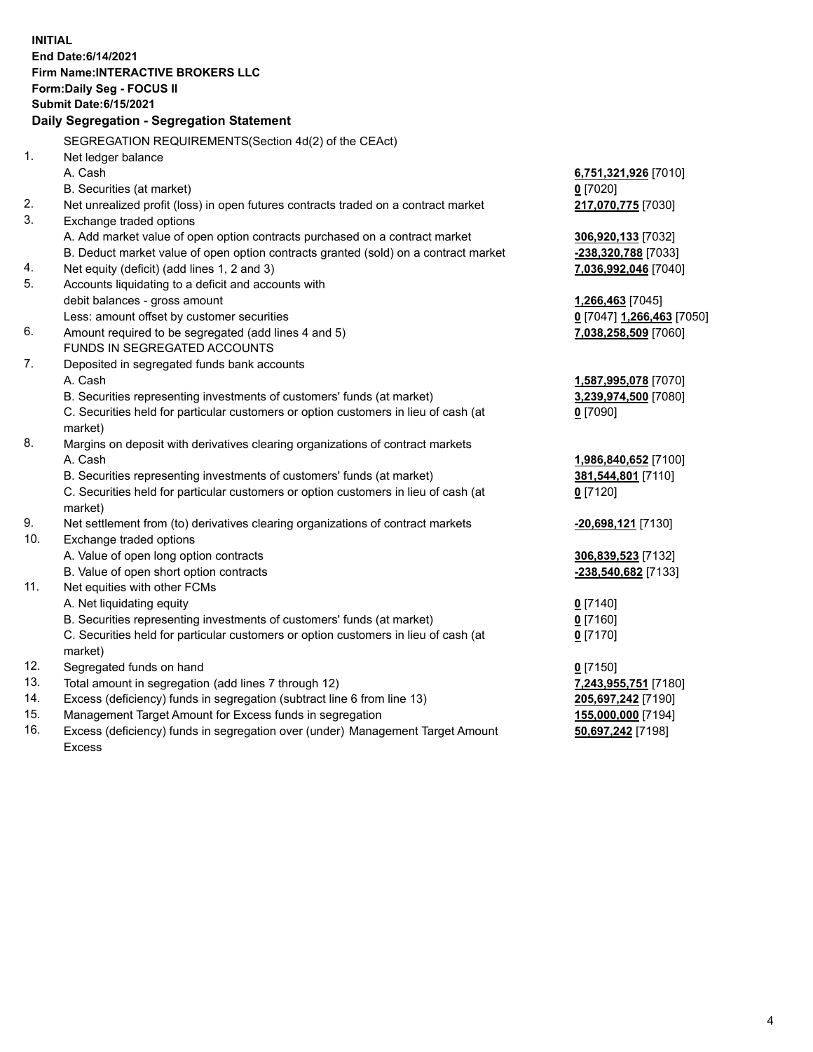**INITIAL**
**End Date:6/14/2021**
**Firm Name:INTERACTIVE BROKERS LLC**
**Form:Daily Seg - FOCUS II**
**Submit Date:6/15/2021**

## Daily Segregation - Segregation Statement

SEGREGATION REQUIREMENTS(Section 4d(2) of the CEAct)

| | | |
|---|---|---|
| 1. | Net ledger balance | |
| | A. Cash | 6,751,321,926 [7010] |
| | B. Securities (at market) | 0 [7020] |
| 2. | Net unrealized profit (loss) in open futures contracts traded on a contract market | 217,070,775 [7030] |
| 3. | Exchange traded options | |
| | A. Add market value of open option contracts purchased on a contract market | 306,920,133 [7032] |
| | B. Deduct market value of open option contracts granted (sold) on a contract market | -238,320,788 [7033] |
| 4. | Net equity (deficit) (add lines 1, 2 and 3) | 7,036,992,046 [7040] |
| 5. | Accounts liquidating to a deficit and accounts with | |
| | debit balances - gross amount | 1,266,463 [7045] |
| | Less: amount offset by customer securities | 0 [7047] 1,266,463 [7050] |
| 6. | Amount required to be segregated (add lines 4 and 5) | 7,038,258,509 [7060] |
| | FUNDS IN SEGREGATED ACCOUNTS | |
| 7. | Deposited in segregated funds bank accounts | |
| | A. Cash | 1,587,995,078 [7070] |
| | B. Securities representing investments of customers' funds (at market) | 3,239,974,500 [7080] |
| | C. Securities held for particular customers or option customers in lieu of cash (at market) | 0 [7090] |
| 8. | Margins on deposit with derivatives clearing organizations of contract markets | |
| | A. Cash | 1,986,840,652 [7100] |
| | B. Securities representing investments of customers' funds (at market) | 381,544,801 [7110] |
| | C. Securities held for particular customers or option customers in lieu of cash (at market) | 0 [7120] |
| 9. | Net settlement from (to) derivatives clearing organizations of contract markets | -20,698,121 [7130] |
| 10. | Exchange traded options | |
| | A. Value of open long option contracts | 306,839,523 [7132] |
| | B. Value of open short option contracts | -238,540,682 [7133] |
| 11. | Net equities with other FCMs | |
| | A. Net liquidating equity | 0 [7140] |
| | B. Securities representing investments of customers' funds (at market) | 0 [7160] |
| | C. Securities held for particular customers or option customers in lieu of cash (at market) | 0 [7170] |
| 12. | Segregated funds on hand | 0 [7150] |
| 13. | Total amount in segregation (add lines 7 through 12) | 7,243,955,751 [7180] |
| 14. | Excess (deficiency) funds in segregation (subtract line 6 from line 13) | 205,697,242 [7190] |
| 15. | Management Target Amount for Excess funds in segregation | 155,000,000 [7194] |
| 16. | Excess (deficiency) funds in segregation over (under) Management Target Amount Excess | 50,697,242 [7198] |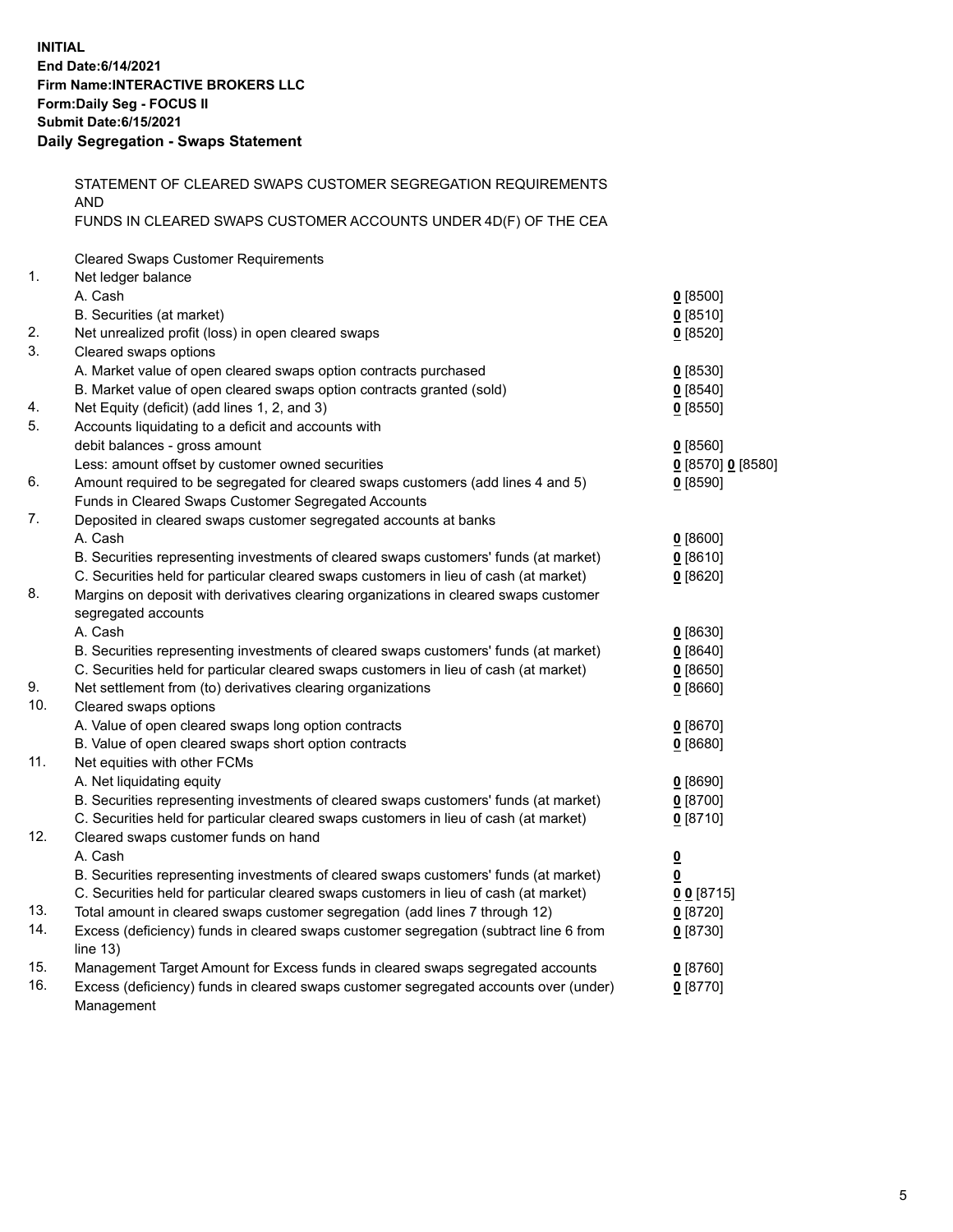**INITIAL**
**End Date:6/14/2021**
**Firm Name:INTERACTIVE BROKERS LLC**
**Form:Daily Seg - FOCUS II**
**Submit Date:6/15/2021**
**Daily Segregation - Swaps Statement**

STATEMENT OF CLEARED SWAPS CUSTOMER SEGREGATION REQUIREMENTS AND FUNDS IN CLEARED SWAPS CUSTOMER ACCOUNTS UNDER 4D(F) OF THE CEA

| | | |
|---|---|---|
| | Cleared Swaps Customer Requirements | |
| 1. | Net ledger balance | |
| | A. Cash | 0 [8500] |
| | B. Securities (at market) | 0 [8510] |
| 2. | Net unrealized profit (loss) in open cleared swaps | 0 [8520] |
| 3. | Cleared swaps options | |
| | A. Market value of open cleared swaps option contracts purchased | 0 [8530] |
| | B. Market value of open cleared swaps option contracts granted (sold) | 0 [8540] |
| 4. | Net Equity (deficit) (add lines 1, 2, and 3) | 0 [8550] |
| 5. | Accounts liquidating to a deficit and accounts with debit balances - gross amount | 0 [8560] |
| | Less: amount offset by customer owned securities | 0 [8570] 0 [8580] |
| 6. | Amount required to be segregated for cleared swaps customers (add lines 4 and 5) | 0 [8590] |
| | Funds in Cleared Swaps Customer Segregated Accounts | |
| 7. | Deposited in cleared swaps customer segregated accounts at banks | |
| | A. Cash | 0 [8600] |
| | B. Securities representing investments of cleared swaps customers' funds (at market) | 0 [8610] |
| | C. Securities held for particular cleared swaps customers in lieu of cash (at market) | 0 [8620] |
| 8. | Margins on deposit with derivatives clearing organizations in cleared swaps customer segregated accounts | |
| | A. Cash | 0 [8630] |
| | B. Securities representing investments of cleared swaps customers' funds (at market) | 0 [8640] |
| | C. Securities held for particular cleared swaps customers in lieu of cash (at market) | 0 [8650] |
| 9. | Net settlement from (to) derivatives clearing organizations | 0 [8660] |
| 10. | Cleared swaps options | |
| | A. Value of open cleared swaps long option contracts | 0 [8670] |
| | B. Value of open cleared swaps short option contracts | 0 [8680] |
| 11. | Net equities with other FCMs | |
| | A. Net liquidating equity | 0 [8690] |
| | B. Securities representing investments of cleared swaps customers' funds (at market) | 0 [8700] |
| | C. Securities held for particular cleared swaps customers in lieu of cash (at market) | 0 [8710] |
| 12. | Cleared swaps customer funds on hand | |
| | A. Cash | 0 |
| | B. Securities representing investments of cleared swaps customers' funds (at market) | 0 |
| | C. Securities held for particular cleared swaps customers in lieu of cash (at market) | 0 0 [8715] |
| 13. | Total amount in cleared swaps customer segregation (add lines 7 through 12) | 0 [8720] |
| 14. | Excess (deficiency) funds in cleared swaps customer segregation (subtract line 6 from line 13) | 0 [8730] |
| 15. | Management Target Amount for Excess funds in cleared swaps segregated accounts | 0 [8760] |
| 16. | Excess (deficiency) funds in cleared swaps customer segregated accounts over (under) Management | 0 [8770] |